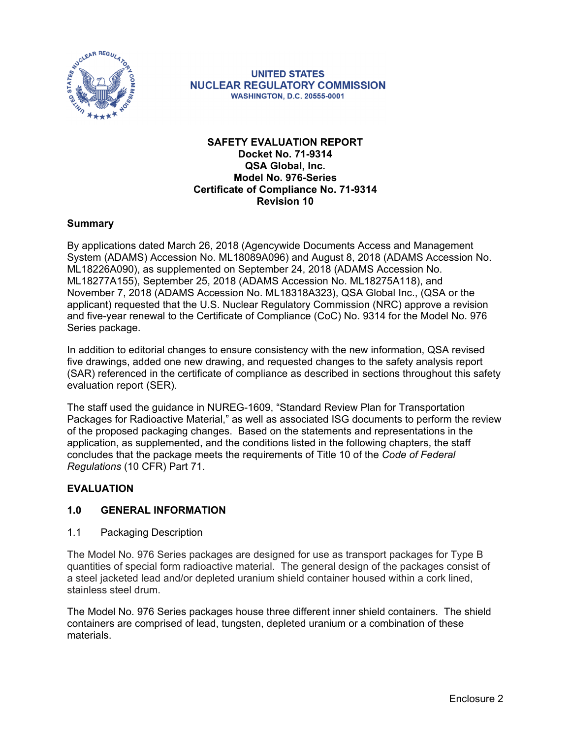UNITED STATES
NUCLEAR REGULATORY COMMISSION
WASHINGTON, D.C. 20555-0001

**SAFETY EVALUATION REPORT**
**Docket No. 71-9314**
**QSA Global, Inc.**
**Model No. 976-Series**
**Certificate of Compliance No. 71-9314**
**Revision 10**

## Summary

By applications dated March 26, 2018 (Agencywide Documents Access and Management System (ADAMS) Accession No. ML18089A096) and August 8, 2018 (ADAMS Accession No. ML18226A090), as supplemented on September 24, 2018 (ADAMS Accession No. ML18277A155), September 25, 2018 (ADAMS Accession No. ML18275A118), and November 7, 2018 (ADAMS Accession No. ML18318A323), QSA Global Inc., (QSA or the applicant) requested that the U.S. Nuclear Regulatory Commission (NRC) approve a revision and five-year renewal to the Certificate of Compliance (CoC) No. 9314 for the Model No. 976 Series package.

In addition to editorial changes to ensure consistency with the new information, QSA revised five drawings, added one new drawing, and requested changes to the safety analysis report (SAR) referenced in the certificate of compliance as described in sections throughout this safety evaluation report (SER).

The staff used the guidance in NUREG-1609, "Standard Review Plan for Transportation Packages for Radioactive Material," as well as associated ISG documents to perform the review of the proposed packaging changes. Based on the statements and representations in the application, as supplemented, and the conditions listed in the following chapters, the staff concludes that the package meets the requirements of Title 10 of the *Code of Federal Regulations* (10 CFR) Part 71.

## EVALUATION

## 1.0 GENERAL INFORMATION

### 1.1 Packaging Description

The Model No. 976 Series packages are designed for use as transport packages for Type B quantities of special form radioactive material. The general design of the packages consist of a steel jacketed lead and/or depleted uranium shield container housed within a cork lined, stainless steel drum.

The Model No. 976 Series packages house three different inner shield containers. The shield containers are comprised of lead, tungsten, depleted uranium or a combination of these materials.

Enclosure 2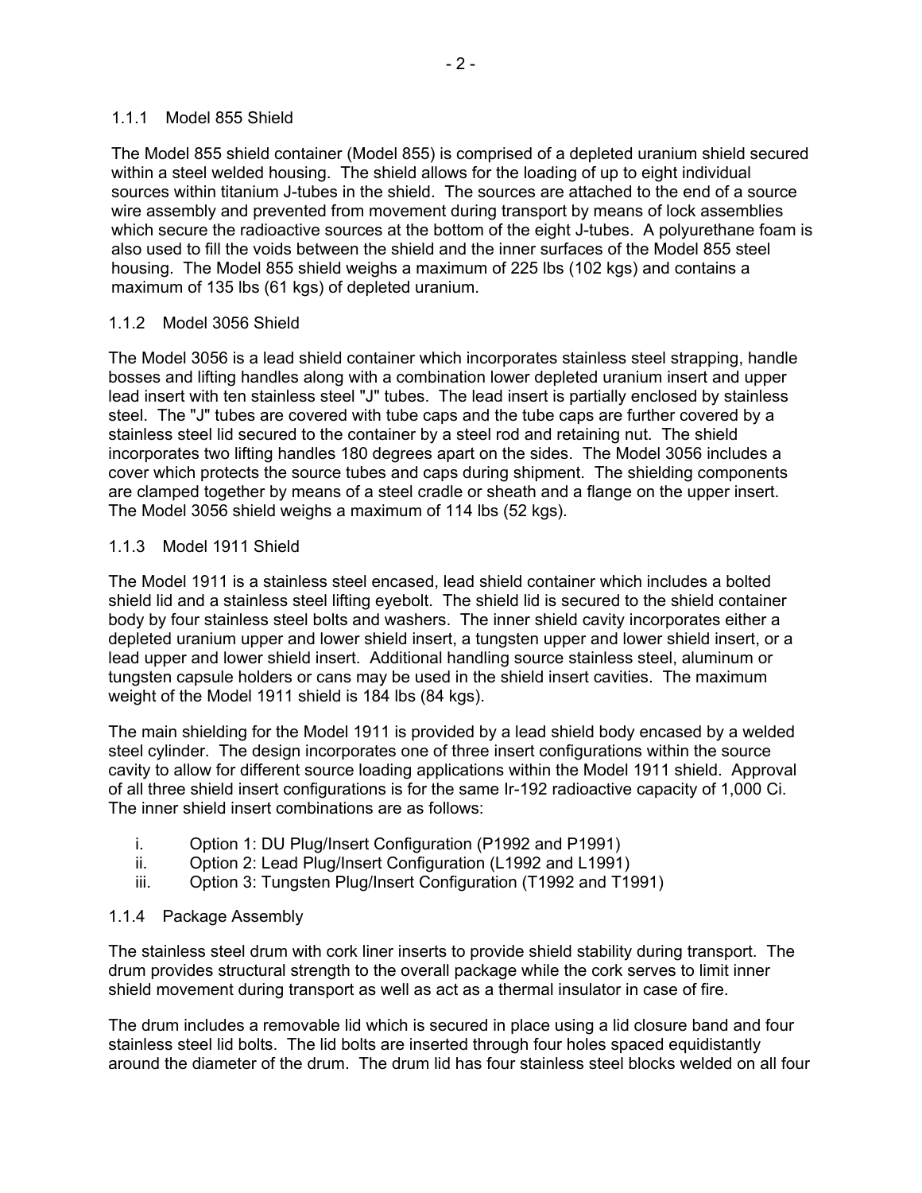### 1.1.1 Model 855 Shield

The Model 855 shield container (Model 855) is comprised of a depleted uranium shield secured within a steel welded housing. The shield allows for the loading of up to eight individual sources within titanium J-tubes in the shield. The sources are attached to the end of a source wire assembly and prevented from movement during transport by means of lock assemblies which secure the radioactive sources at the bottom of the eight J-tubes. A polyurethane foam is also used to fill the voids between the shield and the inner surfaces of the Model 855 steel housing. The Model 855 shield weighs a maximum of 225 lbs (102 kgs) and contains a maximum of 135 lbs (61 kgs) of depleted uranium.

### 1.1.2 Model 3056 Shield

The Model 3056 is a lead shield container which incorporates stainless steel strapping, handle bosses and lifting handles along with a combination lower depleted uranium insert and upper lead insert with ten stainless steel "J" tubes. The lead insert is partially enclosed by stainless steel. The "J" tubes are covered with tube caps and the tube caps are further covered by a stainless steel lid secured to the container by a steel rod and retaining nut. The shield incorporates two lifting handles 180 degrees apart on the sides. The Model 3056 includes a cover which protects the source tubes and caps during shipment. The shielding components are clamped together by means of a steel cradle or sheath and a flange on the upper insert. The Model 3056 shield weighs a maximum of 114 lbs (52 kgs).

### 1.1.3 Model 1911 Shield

The Model 1911 is a stainless steel encased, lead shield container which includes a bolted shield lid and a stainless steel lifting eyebolt. The shield lid is secured to the shield container body by four stainless steel bolts and washers. The inner shield cavity incorporates either a depleted uranium upper and lower shield insert, a tungsten upper and lower shield insert, or a lead upper and lower shield insert. Additional handling source stainless steel, aluminum or tungsten capsule holders or cans may be used in the shield insert cavities. The maximum weight of the Model 1911 shield is 184 lbs (84 kgs).

The main shielding for the Model 1911 is provided by a lead shield body encased by a welded steel cylinder. The design incorporates one of three insert configurations within the source cavity to allow for different source loading applications within the Model 1911 shield. Approval of all three shield insert configurations is for the same Ir-192 radioactive capacity of 1,000 Ci. The inner shield insert combinations are as follows:

i. Option 1: DU Plug/Insert Configuration (P1992 and P1991)
ii. Option 2: Lead Plug/Insert Configuration (L1992 and L1991)
iii. Option 3: Tungsten Plug/Insert Configuration (T1992 and T1991)

### 1.1.4 Package Assembly

The stainless steel drum with cork liner inserts to provide shield stability during transport. The drum provides structural strength to the overall package while the cork serves to limit inner shield movement during transport as well as act as a thermal insulator in case of fire.

The drum includes a removable lid which is secured in place using a lid closure band and four stainless steel lid bolts. The lid bolts are inserted through four holes spaced equidistantly around the diameter of the drum. The drum lid has four stainless steel blocks welded on all four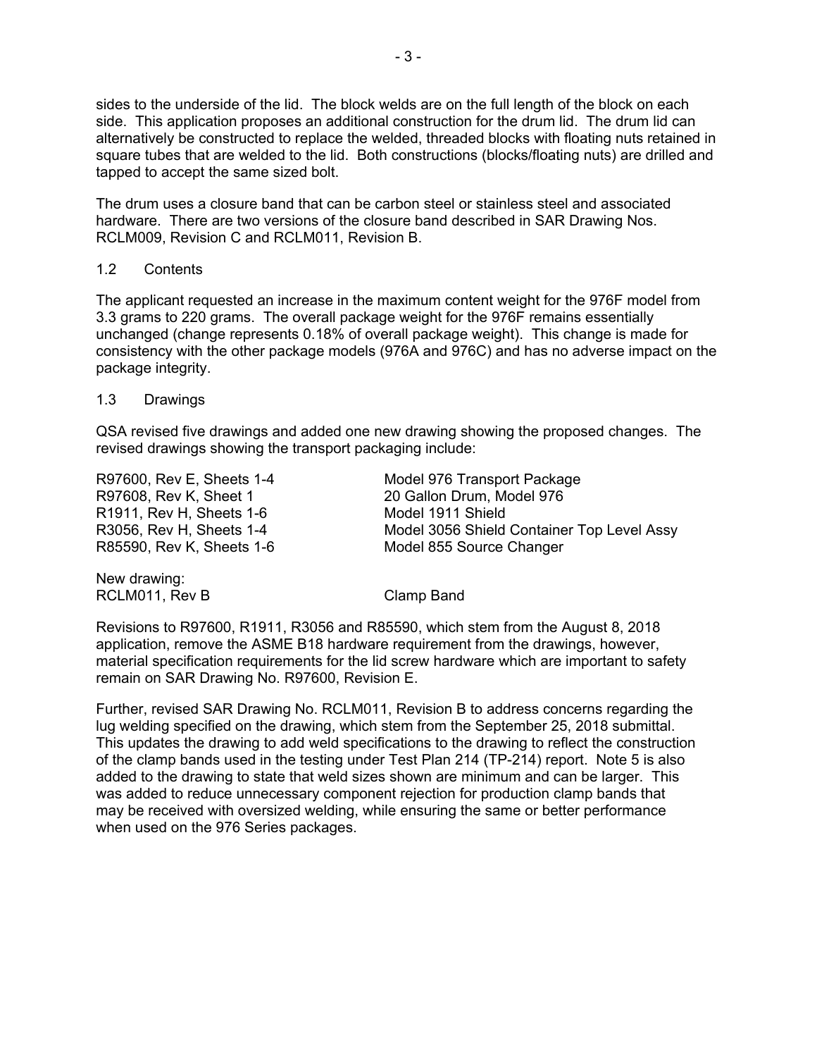sides to the underside of the lid. The block welds are on the full length of the block on each side. This application proposes an additional construction for the drum lid. The drum lid can alternatively be constructed to replace the welded, threaded blocks with floating nuts retained in square tubes that are welded to the lid. Both constructions (blocks/floating nuts) are drilled and tapped to accept the same sized bolt.

The drum uses a closure band that can be carbon steel or stainless steel and associated hardware. There are two versions of the closure band described in SAR Drawing Nos. RCLM009, Revision C and RCLM011, Revision B.

## 1.2 Contents

The applicant requested an increase in the maximum content weight for the 976F model from 3.3 grams to 220 grams. The overall package weight for the 976F remains essentially unchanged (change represents 0.18% of overall package weight). This change is made for consistency with the other package models (976A and 976C) and has no adverse impact on the package integrity.

## 1.3 Drawings

QSA revised five drawings and added one new drawing showing the proposed changes. The revised drawings showing the transport packaging include:

| | |
|---|---|
| R97600, Rev E, Sheets 1-4 | Model 976 Transport Package |
| R97608, Rev K, Sheet 1 | 20 Gallon Drum, Model 976 |
| R1911, Rev H, Sheets 1-6 | Model 1911 Shield |
| R3056, Rev H, Sheets 1-4 | Model 3056 Shield Container Top Level Assy |
| R85590, Rev K, Sheets 1-6 | Model 855 Source Changer |

New drawing:

| | |
|---|---|
| RCLM011, Rev B | Clamp Band |

Revisions to R97600, R1911, R3056 and R85590, which stem from the August 8, 2018 application, remove the ASME B18 hardware requirement from the drawings, however, material specification requirements for the lid screw hardware which are important to safety remain on SAR Drawing No. R97600, Revision E.

Further, revised SAR Drawing No. RCLM011, Revision B to address concerns regarding the lug welding specified on the drawing, which stem from the September 25, 2018 submittal. This updates the drawing to add weld specifications to the drawing to reflect the construction of the clamp bands used in the testing under Test Plan 214 (TP-214) report. Note 5 is also added to the drawing to state that weld sizes shown are minimum and can be larger. This was added to reduce unnecessary component rejection for production clamp bands that may be received with oversized welding, while ensuring the same or better performance when used on the 976 Series packages.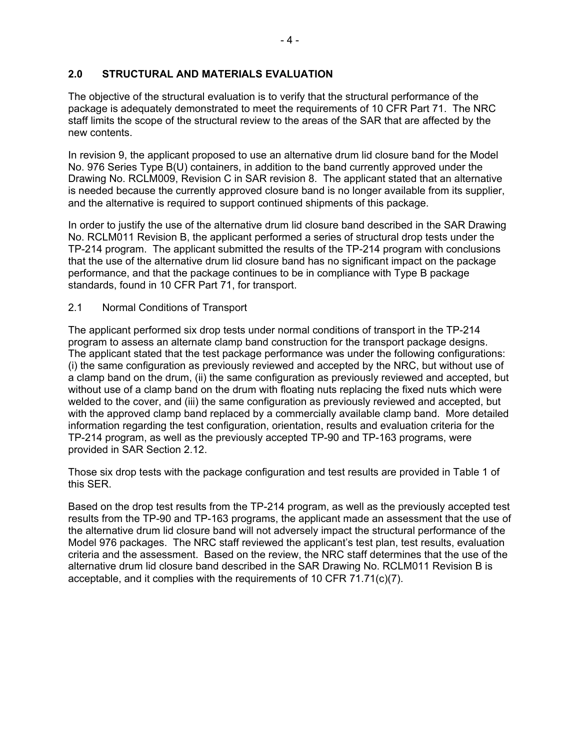## 2.0 STRUCTURAL AND MATERIALS EVALUATION

The objective of the structural evaluation is to verify that the structural performance of the package is adequately demonstrated to meet the requirements of 10 CFR Part 71. The NRC staff limits the scope of the structural review to the areas of the SAR that are affected by the new contents.

In revision 9, the applicant proposed to use an alternative drum lid closure band for the Model No. 976 Series Type B(U) containers, in addition to the band currently approved under the Drawing No. RCLM009, Revision C in SAR revision 8. The applicant stated that an alternative is needed because the currently approved closure band is no longer available from its supplier, and the alternative is required to support continued shipments of this package.

In order to justify the use of the alternative drum lid closure band described in the SAR Drawing No. RCLM011 Revision B, the applicant performed a series of structural drop tests under the TP-214 program. The applicant submitted the results of the TP-214 program with conclusions that the use of the alternative drum lid closure band has no significant impact on the package performance, and that the package continues to be in compliance with Type B package standards, found in 10 CFR Part 71, for transport.

### 2.1 Normal Conditions of Transport

The applicant performed six drop tests under normal conditions of transport in the TP-214 program to assess an alternate clamp band construction for the transport package designs. The applicant stated that the test package performance was under the following configurations: (i) the same configuration as previously reviewed and accepted by the NRC, but without use of a clamp band on the drum, (ii) the same configuration as previously reviewed and accepted, but without use of a clamp band on the drum with floating nuts replacing the fixed nuts which were welded to the cover, and (iii) the same configuration as previously reviewed and accepted, but with the approved clamp band replaced by a commercially available clamp band. More detailed information regarding the test configuration, orientation, results and evaluation criteria for the TP-214 program, as well as the previously accepted TP-90 and TP-163 programs, were provided in SAR Section 2.12.

Those six drop tests with the package configuration and test results are provided in Table 1 of this SER.

Based on the drop test results from the TP-214 program, as well as the previously accepted test results from the TP-90 and TP-163 programs, the applicant made an assessment that the use of the alternative drum lid closure band will not adversely impact the structural performance of the Model 976 packages. The NRC staff reviewed the applicant's test plan, test results, evaluation criteria and the assessment. Based on the review, the NRC staff determines that the use of the alternative drum lid closure band described in the SAR Drawing No. RCLM011 Revision B is acceptable, and it complies with the requirements of 10 CFR 71.71(c)(7).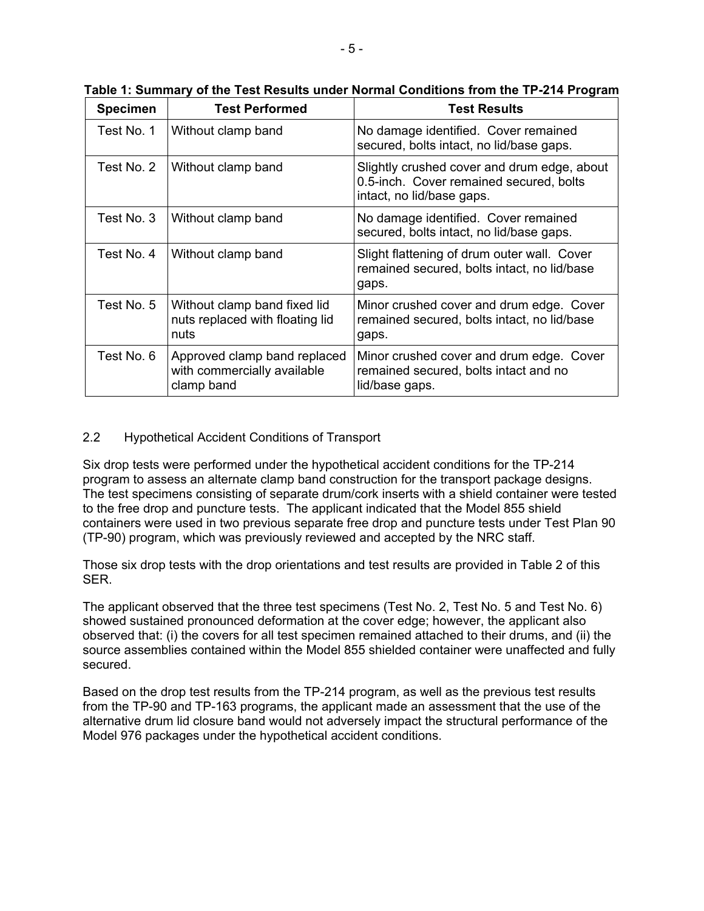**Table 1: Summary of the Test Results under Normal Conditions from the TP-214 Program**

| Specimen | Test Performed | Test Results |
| --- | --- | --- |
| Test No. 1 | Without clamp band | No damage identified. Cover remained secured, bolts intact, no lid/base gaps. |
| Test No. 2 | Without clamp band | Slightly crushed cover and drum edge, about 0.5-inch. Cover remained secured, bolts intact, no lid/base gaps. |
| Test No. 3 | Without clamp band | No damage identified. Cover remained secured, bolts intact, no lid/base gaps. |
| Test No. 4 | Without clamp band | Slight flattening of drum outer wall. Cover remained secured, bolts intact, no lid/base gaps. |
| Test No. 5 | Without clamp band fixed lid nuts replaced with floating lid nuts | Minor crushed cover and drum edge. Cover remained secured, bolts intact, no lid/base gaps. |
| Test No. 6 | Approved clamp band replaced with commercially available clamp band | Minor crushed cover and drum edge. Cover remained secured, bolts intact and no lid/base gaps. |

## 2.2 Hypothetical Accident Conditions of Transport

Six drop tests were performed under the hypothetical accident conditions for the TP-214 program to assess an alternate clamp band construction for the transport package designs. The test specimens consisting of separate drum/cork inserts with a shield container were tested to the free drop and puncture tests. The applicant indicated that the Model 855 shield containers were used in two previous separate free drop and puncture tests under Test Plan 90 (TP-90) program, which was previously reviewed and accepted by the NRC staff.

Those six drop tests with the drop orientations and test results are provided in Table 2 of this SER.

The applicant observed that the three test specimens (Test No. 2, Test No. 5 and Test No. 6) showed sustained pronounced deformation at the cover edge; however, the applicant also observed that: (i) the covers for all test specimen remained attached to their drums, and (ii) the source assemblies contained within the Model 855 shielded container were unaffected and fully secured.

Based on the drop test results from the TP-214 program, as well as the previous test results from the TP-90 and TP-163 programs, the applicant made an assessment that the use of the alternative drum lid closure band would not adversely impact the structural performance of the Model 976 packages under the hypothetical accident conditions.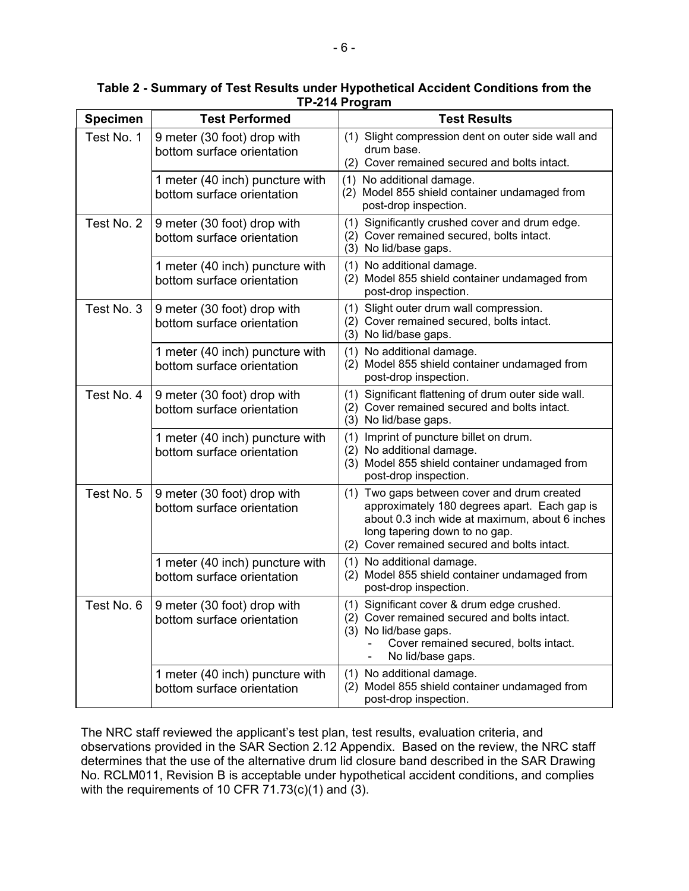**Table 2 - Summary of Test Results under Hypothetical Accident Conditions from the TP-214 Program**

| Specimen | Test Performed | Test Results |
|---|---|---|
| Test No. 1 | 9 meter (30 foot) drop with bottom surface orientation | (1) Slight compression dent on outer side wall and drum base.<br>(2) Cover remained secured and bolts intact. |
| | 1 meter (40 inch) puncture with bottom surface orientation | (1) No additional damage.<br>(2) Model 855 shield container undamaged from post-drop inspection. |
| Test No. 2 | 9 meter (30 foot) drop with bottom surface orientation | (1) Significantly crushed cover and drum edge.<br>(2) Cover remained secured, bolts intact.<br>(3) No lid/base gaps. |
| | 1 meter (40 inch) puncture with bottom surface orientation | (1) No additional damage.<br>(2) Model 855 shield container undamaged from post-drop inspection. |
| Test No. 3 | 9 meter (30 foot) drop with bottom surface orientation | (1) Slight outer drum wall compression.<br>(2) Cover remained secured, bolts intact.<br>(3) No lid/base gaps. |
| | 1 meter (40 inch) puncture with bottom surface orientation | (1) No additional damage.<br>(2) Model 855 shield container undamaged from post-drop inspection. |
| Test No. 4 | 9 meter (30 foot) drop with bottom surface orientation | (1) Significant flattening of drum outer side wall.<br>(2) Cover remained secured and bolts intact.<br>(3) No lid/base gaps. |
| | 1 meter (40 inch) puncture with bottom surface orientation | (1) Imprint of puncture billet on drum.<br>(2) No additional damage.<br>(3) Model 855 shield container undamaged from post-drop inspection. |
| Test No. 5 | 9 meter (30 foot) drop with bottom surface orientation | (1) Two gaps between cover and drum created approximately 180 degrees apart. Each gap is about 0.3 inch wide at maximum, about 6 inches long tapering down to no gap.<br>(2) Cover remained secured and bolts intact. |
| | 1 meter (40 inch) puncture with bottom surface orientation | (1) No additional damage.<br>(2) Model 855 shield container undamaged from post-drop inspection. |
| Test No. 6 | 9 meter (30 foot) drop with bottom surface orientation | (1) Significant cover & drum edge crushed.<br>(2) Cover remained secured and bolts intact.<br>(3) No lid/base gaps.<br>- Cover remained secured, bolts intact.<br>- No lid/base gaps. |
| | 1 meter (40 inch) puncture with bottom surface orientation | (1) No additional damage.<br>(2) Model 855 shield container undamaged from post-drop inspection. |

The NRC staff reviewed the applicant's test plan, test results, evaluation criteria, and observations provided in the SAR Section 2.12 Appendix. Based on the review, the NRC staff determines that the use of the alternative drum lid closure band described in the SAR Drawing No. RCLM011, Revision B is acceptable under hypothetical accident conditions, and complies with the requirements of 10 CFR 71.73(c)(1) and (3).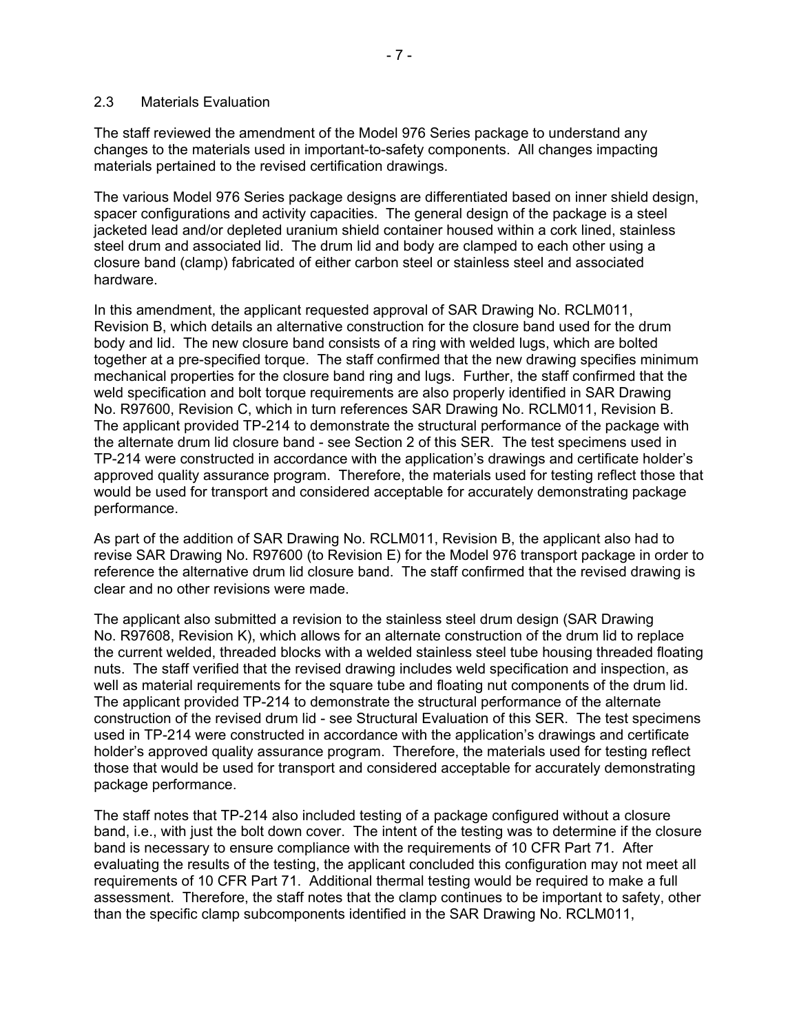## 2.3 Materials Evaluation

The staff reviewed the amendment of the Model 976 Series package to understand any changes to the materials used in important-to-safety components. All changes impacting materials pertained to the revised certification drawings.

The various Model 976 Series package designs are differentiated based on inner shield design, spacer configurations and activity capacities. The general design of the package is a steel jacketed lead and/or depleted uranium shield container housed within a cork lined, stainless steel drum and associated lid. The drum lid and body are clamped to each other using a closure band (clamp) fabricated of either carbon steel or stainless steel and associated hardware.

In this amendment, the applicant requested approval of SAR Drawing No. RCLM011, Revision B, which details an alternative construction for the closure band used for the drum body and lid. The new closure band consists of a ring with welded lugs, which are bolted together at a pre-specified torque. The staff confirmed that the new drawing specifies minimum mechanical properties for the closure band ring and lugs. Further, the staff confirmed that the weld specification and bolt torque requirements are also properly identified in SAR Drawing No. R97600, Revision C, which in turn references SAR Drawing No. RCLM011, Revision B. The applicant provided TP-214 to demonstrate the structural performance of the package with the alternate drum lid closure band - see Section 2 of this SER. The test specimens used in TP-214 were constructed in accordance with the application's drawings and certificate holder's approved quality assurance program. Therefore, the materials used for testing reflect those that would be used for transport and considered acceptable for accurately demonstrating package performance.

As part of the addition of SAR Drawing No. RCLM011, Revision B, the applicant also had to revise SAR Drawing No. R97600 (to Revision E) for the Model 976 transport package in order to reference the alternative drum lid closure band. The staff confirmed that the revised drawing is clear and no other revisions were made.

The applicant also submitted a revision to the stainless steel drum design (SAR Drawing No. R97608, Revision K), which allows for an alternate construction of the drum lid to replace the current welded, threaded blocks with a welded stainless steel tube housing threaded floating nuts. The staff verified that the revised drawing includes weld specification and inspection, as well as material requirements for the square tube and floating nut components of the drum lid. The applicant provided TP-214 to demonstrate the structural performance of the alternate construction of the revised drum lid - see Structural Evaluation of this SER. The test specimens used in TP-214 were constructed in accordance with the application's drawings and certificate holder's approved quality assurance program. Therefore, the materials used for testing reflect those that would be used for transport and considered acceptable for accurately demonstrating package performance.

The staff notes that TP-214 also included testing of a package configured without a closure band, i.e., with just the bolt down cover. The intent of the testing was to determine if the closure band is necessary to ensure compliance with the requirements of 10 CFR Part 71. After evaluating the results of the testing, the applicant concluded this configuration may not meet all requirements of 10 CFR Part 71. Additional thermal testing would be required to make a full assessment. Therefore, the staff notes that the clamp continues to be important to safety, other than the specific clamp subcomponents identified in the SAR Drawing No. RCLM011,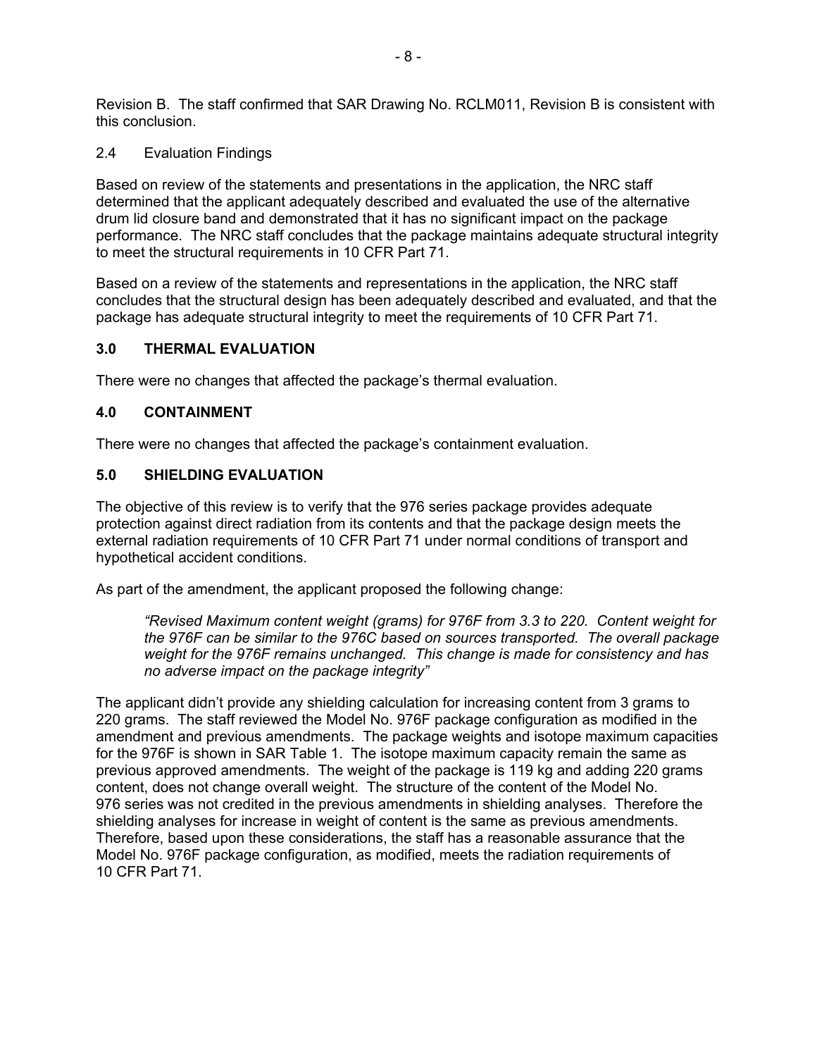Revision B. The staff confirmed that SAR Drawing No. RCLM011, Revision B is consistent with this conclusion.

### 2.4 Evaluation Findings

Based on review of the statements and presentations in the application, the NRC staff determined that the applicant adequately described and evaluated the use of the alternative drum lid closure band and demonstrated that it has no significant impact on the package performance. The NRC staff concludes that the package maintains adequate structural integrity to meet the structural requirements in 10 CFR Part 71.

Based on a review of the statements and representations in the application, the NRC staff concludes that the structural design has been adequately described and evaluated, and that the package has adequate structural integrity to meet the requirements of 10 CFR Part 71.

## 3.0 THERMAL EVALUATION

There were no changes that affected the package's thermal evaluation.

## 4.0 CONTAINMENT

There were no changes that affected the package's containment evaluation.

## 5.0 SHIELDING EVALUATION

The objective of this review is to verify that the 976 series package provides adequate protection against direct radiation from its contents and that the package design meets the external radiation requirements of 10 CFR Part 71 under normal conditions of transport and hypothetical accident conditions.

As part of the amendment, the applicant proposed the following change:

> *"Revised Maximum content weight (grams) for 976F from 3.3 to 220. Content weight for the 976F can be similar to the 976C based on sources transported. The overall package weight for the 976F remains unchanged. This change is made for consistency and has no adverse impact on the package integrity"*

The applicant didn't provide any shielding calculation for increasing content from 3 grams to 220 grams. The staff reviewed the Model No. 976F package configuration as modified in the amendment and previous amendments. The package weights and isotope maximum capacities for the 976F is shown in SAR Table 1. The isotope maximum capacity remain the same as previous approved amendments. The weight of the package is 119 kg and adding 220 grams content, does not change overall weight. The structure of the content of the Model No. 976 series was not credited in the previous amendments in shielding analyses. Therefore the shielding analyses for increase in weight of content is the same as previous amendments. Therefore, based upon these considerations, the staff has a reasonable assurance that the Model No. 976F package configuration, as modified, meets the radiation requirements of 10 CFR Part 71.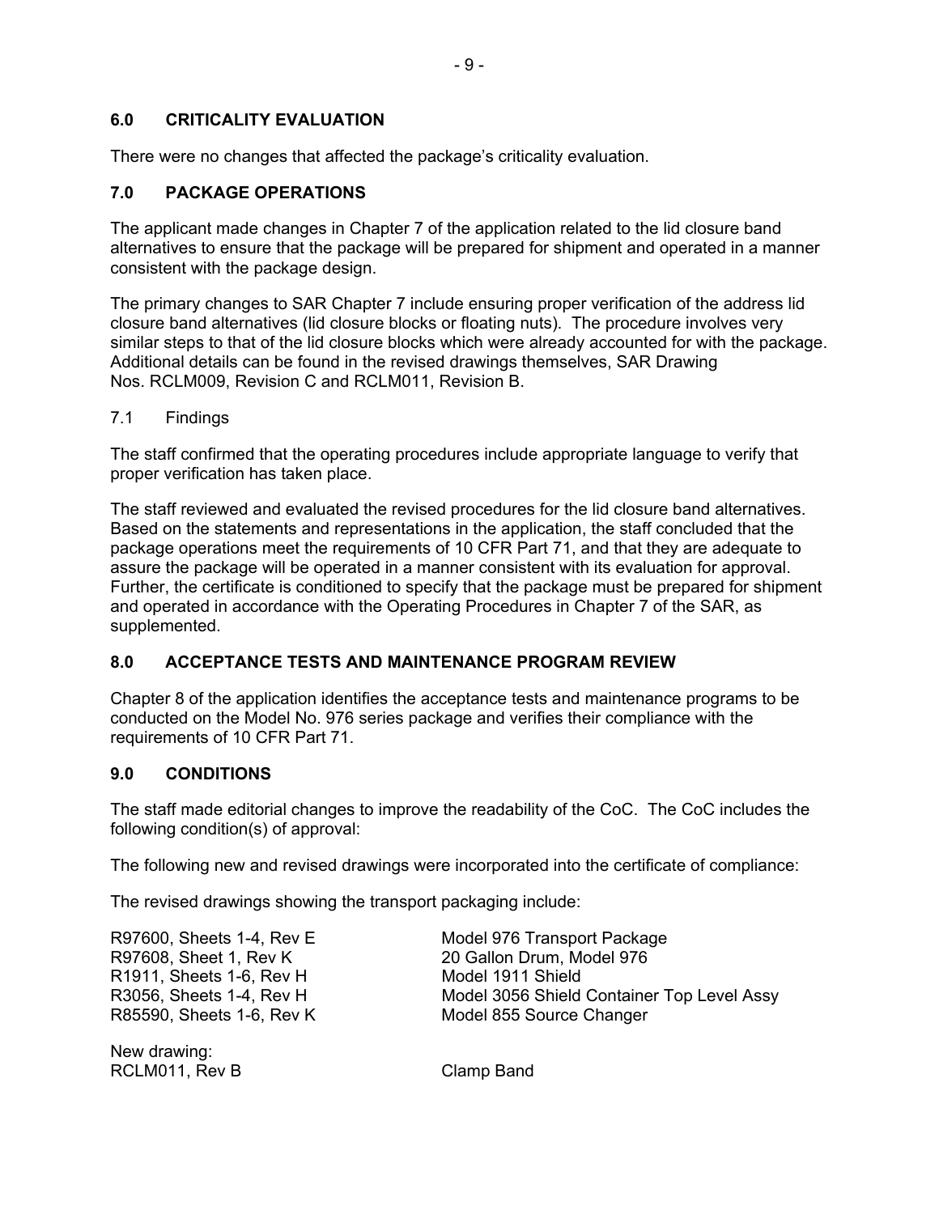## 6.0 CRITICALITY EVALUATION

There were no changes that affected the package's criticality evaluation.

## 7.0 PACKAGE OPERATIONS

The applicant made changes in Chapter 7 of the application related to the lid closure band alternatives to ensure that the package will be prepared for shipment and operated in a manner consistent with the package design.

The primary changes to SAR Chapter 7 include ensuring proper verification of the address lid closure band alternatives (lid closure blocks or floating nuts). The procedure involves very similar steps to that of the lid closure blocks which were already accounted for with the package. Additional details can be found in the revised drawings themselves, SAR Drawing Nos. RCLM009, Revision C and RCLM011, Revision B.

### 7.1 Findings

The staff confirmed that the operating procedures include appropriate language to verify that proper verification has taken place.

The staff reviewed and evaluated the revised procedures for the lid closure band alternatives. Based on the statements and representations in the application, the staff concluded that the package operations meet the requirements of 10 CFR Part 71, and that they are adequate to assure the package will be operated in a manner consistent with its evaluation for approval. Further, the certificate is conditioned to specify that the package must be prepared for shipment and operated in accordance with the Operating Procedures in Chapter 7 of the SAR, as supplemented.

## 8.0 ACCEPTANCE TESTS AND MAINTENANCE PROGRAM REVIEW

Chapter 8 of the application identifies the acceptance tests and maintenance programs to be conducted on the Model No. 976 series package and verifies their compliance with the requirements of 10 CFR Part 71.

## 9.0 CONDITIONS

The staff made editorial changes to improve the readability of the CoC. The CoC includes the following condition(s) of approval:

The following new and revised drawings were incorporated into the certificate of compliance:

The revised drawings showing the transport packaging include:

| | |
|---|---|
| R97600, Sheets 1-4, Rev E | Model 976 Transport Package |
| R97608, Sheet 1, Rev K | 20 Gallon Drum, Model 976 |
| R1911, Sheets 1-6, Rev H | Model 1911 Shield |
| R3056, Sheets 1-4, Rev H | Model 3056 Shield Container Top Level Assy |
| R85590, Sheets 1-6, Rev K | Model 855 Source Changer |

New drawing:

| | |
|---|---|
| RCLM011, Rev B | Clamp Band |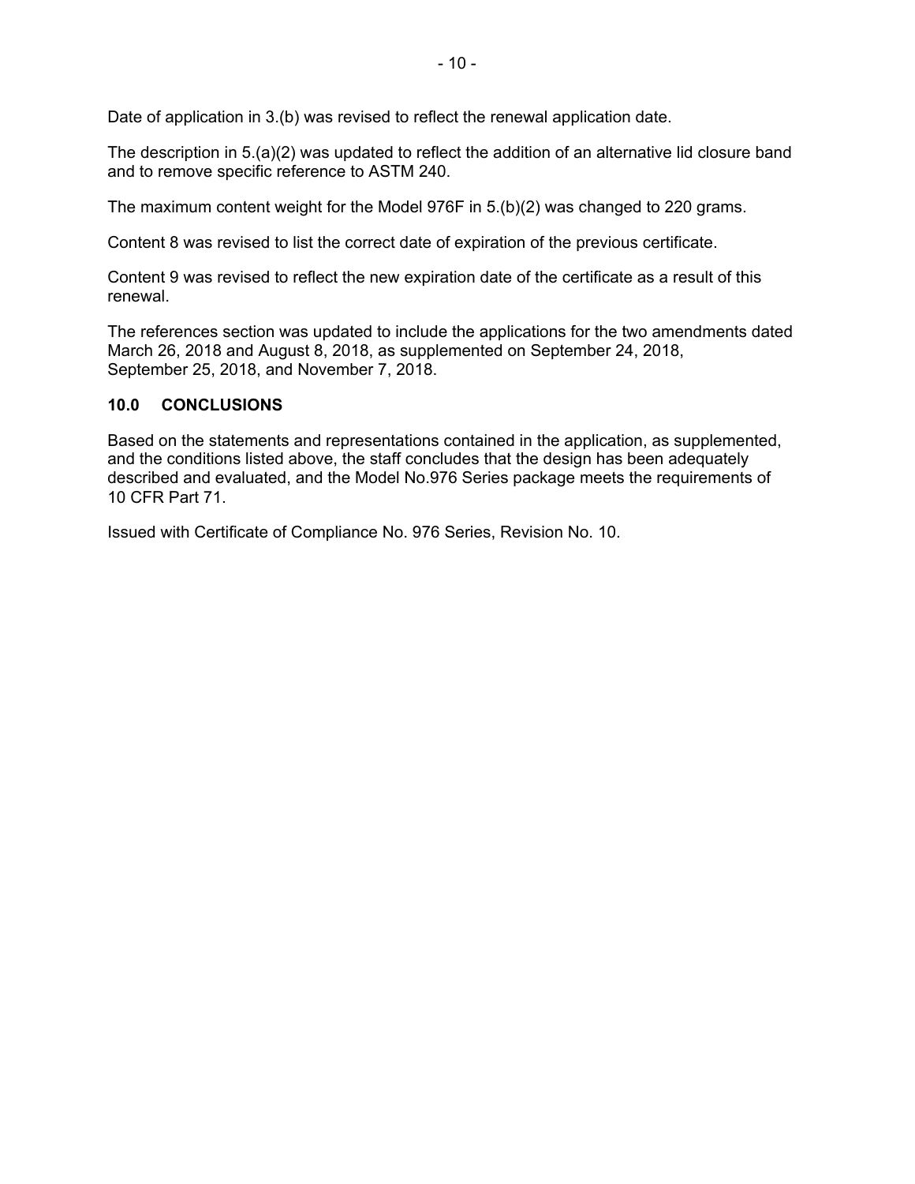Date of application in 3.(b) was revised to reflect the renewal application date.

The description in 5.(a)(2) was updated to reflect the addition of an alternative lid closure band and to remove specific reference to ASTM 240.

The maximum content weight for the Model 976F in 5.(b)(2) was changed to 220 grams.

Content 8 was revised to list the correct date of expiration of the previous certificate.

Content 9 was revised to reflect the new expiration date of the certificate as a result of this renewal.

The references section was updated to include the applications for the two amendments dated March 26, 2018 and August 8, 2018, as supplemented on September 24, 2018, September 25, 2018, and November 7, 2018.

## 10.0 CONCLUSIONS

Based on the statements and representations contained in the application, as supplemented, and the conditions listed above, the staff concludes that the design has been adequately described and evaluated, and the Model No.976 Series package meets the requirements of 10 CFR Part 71.

Issued with Certificate of Compliance No. 976 Series, Revision No. 10.